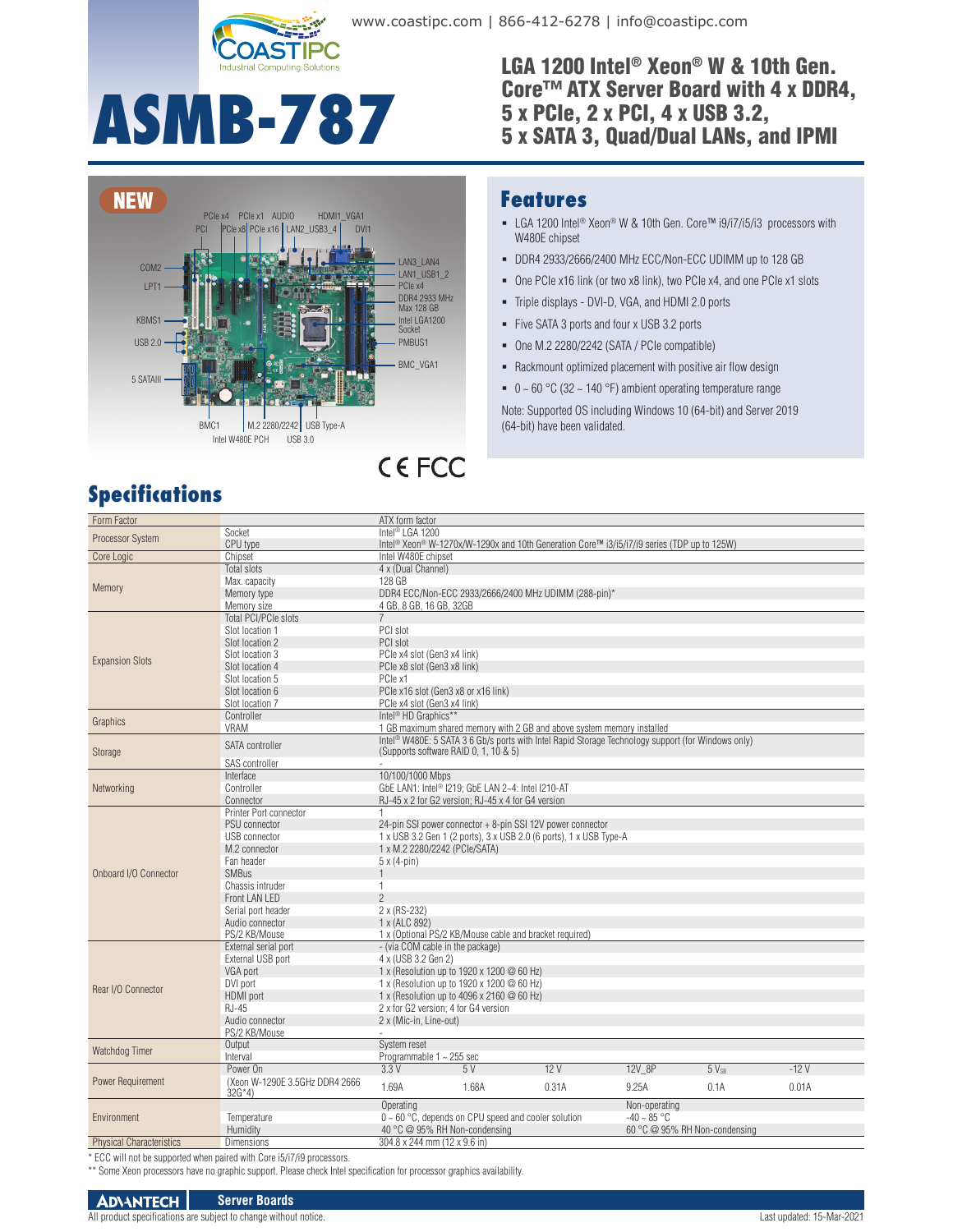www.coastipc.com | 866-412-6278 | info@coastipc.com

# ASMB-787

## LGA 1200 Intel® Xeon® W & 10th Gen. Core™ ATX Server Board with 4 x DDR4, 5 x PCIe, 2 x PCI, 4 x USB 3.2, 5 x SATA 3, Quad/Dual LANs, and IPMI

NEW

PCIe x4 PCIe x1 AUDIO HDMI1_VGA1
PCI PCIe x8 PCIe x16 LAN2_USB3_4 DVI1
COM2 LAN3_LAN4
LPT1 LAN1_USB1_2
PCIe x4
DDR4 2933 MHz Max 128 GB
KBMS1 Intel LGA1200 Socket
USB 2.0 PMBUS1
5 SATAIII BMC_VGA1
BMC1 M.2 2280/2242 USB Type-A
Intel W480E PCH USB 3.0

CE FCC

## Features

- LGA 1200 Intel® Xeon® W & 10th Gen. Core™ i9/i7/i5/i3 processors with W480E chipset
- DDR4 2933/2666/2400 MHz ECC/Non-ECC UDIMM up to 128 GB
- One PCIe x16 link (or two x8 link), two PCIe x4, and one PCIe x1 slots
- Triple displays - DVI-D, VGA, and HDMI 2.0 ports
- Five SATA 3 ports and four x USB 3.2 ports
- One M.2 2280/2242 (SATA / PCIe compatible)
- Rackmount optimized placement with positive air flow design
- 0 ~ 60 °C (32 ~ 140 °F) ambient operating temperature range

Note: Supported OS including Windows 10 (64-bit) and Server 2019 (64-bit) have been validated.

## Specifications

| | | | | | | | |
|---|---|---|---|---|---|---|---|
| Form Factor | | ATX form factor | | | | | |
| Processor System | Socket | Intel® LGA 1200 | | | | | |
| | CPU type | Intel® Xeon® W-1270x/W-1290x and 10th Generation Core™ i3/i5/i7/i9 series (TDP up to 125W) | | | | | |
| Core Logic | Chipset | Intel W480E chipset | | | | | |
| Memory | Total slots | 4 x (Dual Channel) | | | | | |
| | Max. capacity | 128 GB | | | | | |
| | Memory type | DDR4 ECC/Non-ECC 2933/2666/2400 MHz UDIMM (288-pin)* | | | | | |
| | Memory size | 4 GB, 8 GB, 16 GB, 32GB | | | | | |
| Expansion Slots | Total PCI/PCIe slots | 7 | | | | | |
| | Slot location 1 | PCI slot | | | | | |
| | Slot location 2 | PCI slot | | | | | |
| | Slot location 3 | PCIe x4 slot (Gen3 x4 link) | | | | | |
| | Slot location 4 | PCIe x8 slot (Gen3 x8 link) | | | | | |
| | Slot location 5 | PCIe x1 | | | | | |
| | Slot location 6 | PCIe x16 slot (Gen3 x8 or x16 link) | | | | | |
| | Slot location 7 | PCIe x4 slot (Gen3 x4 link) | | | | | |
| Graphics | Controller | Intel® HD Graphics** | | | | | |
| | VRAM | 1 GB maximum shared memory with 2 GB and above system memory installed | | | | | |
| Storage | SATA controller | Intel® W480E: 5 SATA 3 6 Gb/s ports with Intel Rapid Storage Technology support (for Windows only) (Supports software RAID 0, 1, 10 & 5) | | | | | |
| | SAS controller | - | | | | | |
| Networking | Interface | 10/100/1000 Mbps | | | | | |
| | Controller | GbE LAN1: Intel® I219; GbE LAN 2~4: Intel I210-AT | | | | | |
| | Connector | RJ-45 x 2 for G2 version; RJ-45 x 4 for G4 version | | | | | |
| Onboard I/O Connector | Printer Port connector | 1 | | | | | |
| | PSU connector | 24-pin SSI power connector + 8-pin SSI 12V power connector | | | | | |
| | USB connector | 1 x USB 3.2 Gen 1 (2 ports), 3 x USB 2.0 (6 ports), 1 x USB Type-A | | | | | |
| | M.2 connector | 1 x M.2 2280/2242 (PCIe/SATA) | | | | | |
| | Fan header | 5 x (4-pin) | | | | | |
| | SMBus | 1 | | | | | |
| | Chassis intruder | 1 | | | | | |
| | Front LAN LED | 2 | | | | | |
| | Serial port header | 2 x (RS-232) | | | | | |
| | Audio connector | 1 x (ALC 892) | | | | | |
| | PS/2 KB/Mouse | 1 x (Optional PS/2 KB/Mouse cable and bracket required) | | | | | |
| Rear I/O Connector | External serial port | - (via COM cable in the package) | | | | | |
| | External USB port | 4 x (USB 3.2 Gen 2) | | | | | |
| | VGA port | 1 x (Resolution up to 1920 x 1200 @ 60 Hz) | | | | | |
| | DVI port | 1 x (Resolution up to 1920 x 1200 @ 60 Hz) | | | | | |
| | HDMI port | 1 x (Resolution up to 4096 x 2160 @ 60 Hz) | | | | | |
| | RJ-45 | 2 x for G2 version; 4 for G4 version | | | | | |
| | Audio connector | 2 x (Mic-in, Line-out) | | | | | |
| | PS/2 KB/Mouse | - | | | | | |
| Watchdog Timer | Output | System reset | | | | | |
| | Interval | Programmable 1 ~ 255 sec | | | | | |
| Power Requirement | Power On | 3.3 V | 5 V | 12 V | 12V_8P | 5 $V_{SB}$ | -12 V |
| | (Xeon W-1290E 3.5GHz DDR4 2666 32G*4) | 1.69A | 1.68A | 0.31A | 9.25A | 0.1A | 0.01A |
| Environment | | Operating | | | Non-operating | | |
| | Temperature | 0 ~ 60 °C, depends on CPU speed and cooler solution | | | -40 ~ 85 °C | | |
| | Humidity | 40 °C @ 95% RH Non-condensing | | | 60 °C @ 95% RH Non-condensing | | |
| Physical Characteristics | Dimensions | 304.8 x 244 mm (12 x 9.6 in) | | | | | |

\* ECC will not be supported when paired with Core i5/i7/i9 processors.

\*\* Some Xeon processors have no graphic support. Please check Intel specification for processor graphics availability.

ADVANTECH Server Boards

All product specifications are subject to change without notice. Last updated: 15-Mar-2021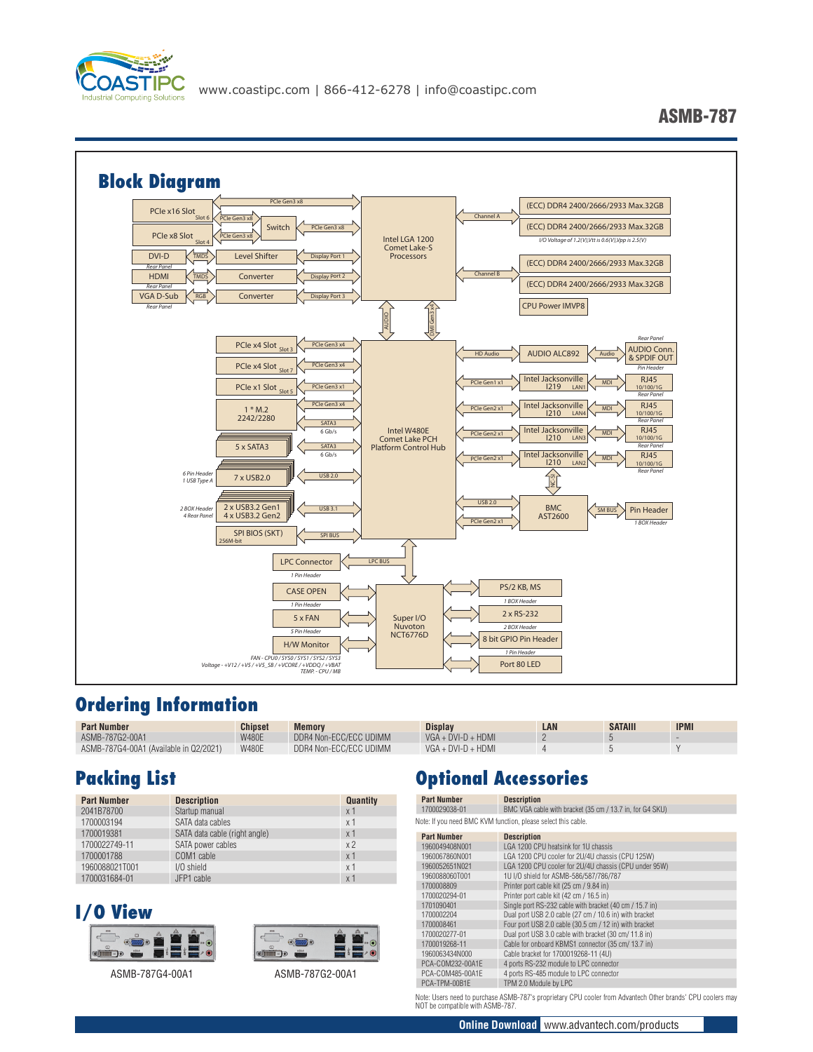# ASMB-787

## Block Diagram

PCIe x16 Slot
Slot 6
PCIe Gen3 x8
PCIe Gen3 x8
PCIe x8 Slot
Slot 4
PCIe Gen3 x8
Switch
PCIe Gen3 x8
DVI-D
Rear Panel
TMDS
Level Shifter
Display Port 1
HDMI
Rear Panel
TMDS
Converter
Display Port 2
VGA D-Sub
Rear Panel
RGB
Converter
Display Port 3
Intel LGA 1200
Comet Lake-S
Processors
Channel A
Channel B
(ECC) DDR4 2400/2666/2933 Max.32GB
(ECC) DDR4 2400/2666/2933 Max.32GB
I/O Voltage of 1.2(V),Vtt is 0.6(V),Vpp is 2.5(V)
(ECC) DDR4 2400/2666/2933 Max.32GB
(ECC) DDR4 2400/2666/2933 Max.32GB
CPU Power IMVP8
AUDIO
DMI Gen3 x4
PCIe x4 Slot
Slot 3
PCIe Gen3 x4
PCIe x4 Slot
Slot 7
PCIe Gen3 x4
PCIe x1 Slot
Slot 5
PCIe Gen3 x1
1 * M.2
2242/2280
PCIe Gen3 x4
SATA3
6 Gb/s
5 x SATA3
SATA3
6 Gb/s
6 Pin Header
1 USB Type A
7 x USB2.0
USB 2.0
2 BOX Header
4 Rear Panel
2 x USB3.2 Gen1
4 x USB3.2 Gen2
USB 3.1
SPI BIOS (SKT)
256M-bit
SPI BUS
Intel W480E
Comet Lake PCH
Platform Control Hub
HD Audio
AUDIO ALC892
Audio
Rear Panel
AUDIO Conn.
& SPDIF OUT
Pin Header
PCIe Gen1 x1
Intel Jacksonville
I219 LAN1
MDI
RJ45
10/100/1G
Rear Panel
PCIe Gen2 x1
Intel Jacksonville
I210 LAN4
MDI
RJ45
10/100/1G
Rear Panel
PCIe Gen2 x1
Intel Jacksonville
I210 LAN3
MDI
RJ45
10/100/1G
Rear Panel
PCIe Gen2 x1
Intel Jacksonville
I210 LAN2
MDI
RJ45
10/100/1G
Rear Panel
NC-SI
USB 2.0
PCIe Gen2 x1
BMC
AST2600
SM BUS
Pin Header
1 BOX Header
LPC Connector
LPC BUS
1 Pin Header
CASE OPEN
1 Pin Header
5 x FAN
5 Pin Header
H/W Monitor
FAN - CPU0 / SYS0 / SYS1 / SYS2 / SYS3
Voltage - +V12 / +V5 / +V5_SB / +VCORE / +VDDQ / +VBAT
TEMP. - CPU / MB
Super I/O
Nuvoton
NCT6776D
PS/2 KB, MS
1 BOX Header
2 x RS-232
2 BOX Header
8 bit GPIO Pin Header
1 Pin Header
Port 80 LED

## Ordering Information

| Part Number | Chipset | Memory | Display | LAN | SATAIII | IPMI |
|---|---|---|---|---|---|---|
| ASMB-787G2-00A1 | W480E | DDR4 Non-ECC/ECC UDIMM | VGA + DVI-D + HDMI | 2 | 5 | - |
| ASMB-787G4-00A1 (Available in Q2/2021) | W480E | DDR4 Non-ECC/ECC UDIMM | VGA + DVI-D + HDMI | 4 | 5 | Y |

## Packing List

| Part Number | Description | Quantity |
|---|---|---|
| 2041B78700 | Startup manual | x 1 |
| 1700003194 | SATA data cables | x 1 |
| 1700019381 | SATA data cable (right angle) | x 1 |
| 1700022749-11 | SATA power cables | x 2 |
| 1700001788 | COM1 cable | x 1 |
| 1960088021T001 | I/O shield | x 1 |
| 1700031684-01 | JFP1 cable | x 1 |

## I/O View

ASMB-787G4-00A1

ASMB-787G2-00A1

## Optional Accessories

| Part Number | Description |
|---|---|
| 1700029038-01 | BMC VGA cable with bracket (35 cm / 13.7 in, for G4 SKU) |

Note: If you need BMC KVM function, please select this cable.

| Part Number | Description |
|---|---|
| 1960049408N001 | LGA 1200 CPU heatsink for 1U chassis |
| 1960067860N001 | LGA 1200 CPU cooler for 2U/4U chassis (CPU 125W) |
| 1960052651N021 | LGA 1200 CPU cooler for 2U/4U chassis (CPU under 95W) |
| 1960088060T001 | 1U I/O shield for ASMB-586/587/786/787 |
| 1700008809 | Printer port cable kit (25 cm / 9.84 in) |
| 1700020294-01 | Printer port cable kit (42 cm / 16.5 in) |
| 1701090401 | Single port RS-232 cable with bracket (40 cm / 15.7 in) |
| 1700002204 | Dual port USB 2.0 cable (27 cm / 10.6 in) with bracket |
| 1700008461 | Four port USB 2.0 cable (30.5 cm / 12 in) with bracket |
| 1700020277-01 | Dual port USB 3.0 cable with bracket (30 cm/ 11.8 in) |
| 1700019268-11 | Cable for onboard KBMS1 connector (35 cm/ 13.7 in) |
| 1960063434N000 | Cable bracket for 1700019268-11 (4U) |
| PCA-COM232-00A1E | 4 ports RS-232 module to LPC connector |
| PCA-COM485-00A1E | 4 ports RS-485 module to LPC connector |
| PCA-TPM-00B1E | TPM 2.0 Module by LPC |

Note: Users need to purchase ASMB-787's proprietary CPU cooler from Advantech Other brands' CPU coolers may NOT be compatible with ASMB-787.

**Online Download** www.advantech.com/products